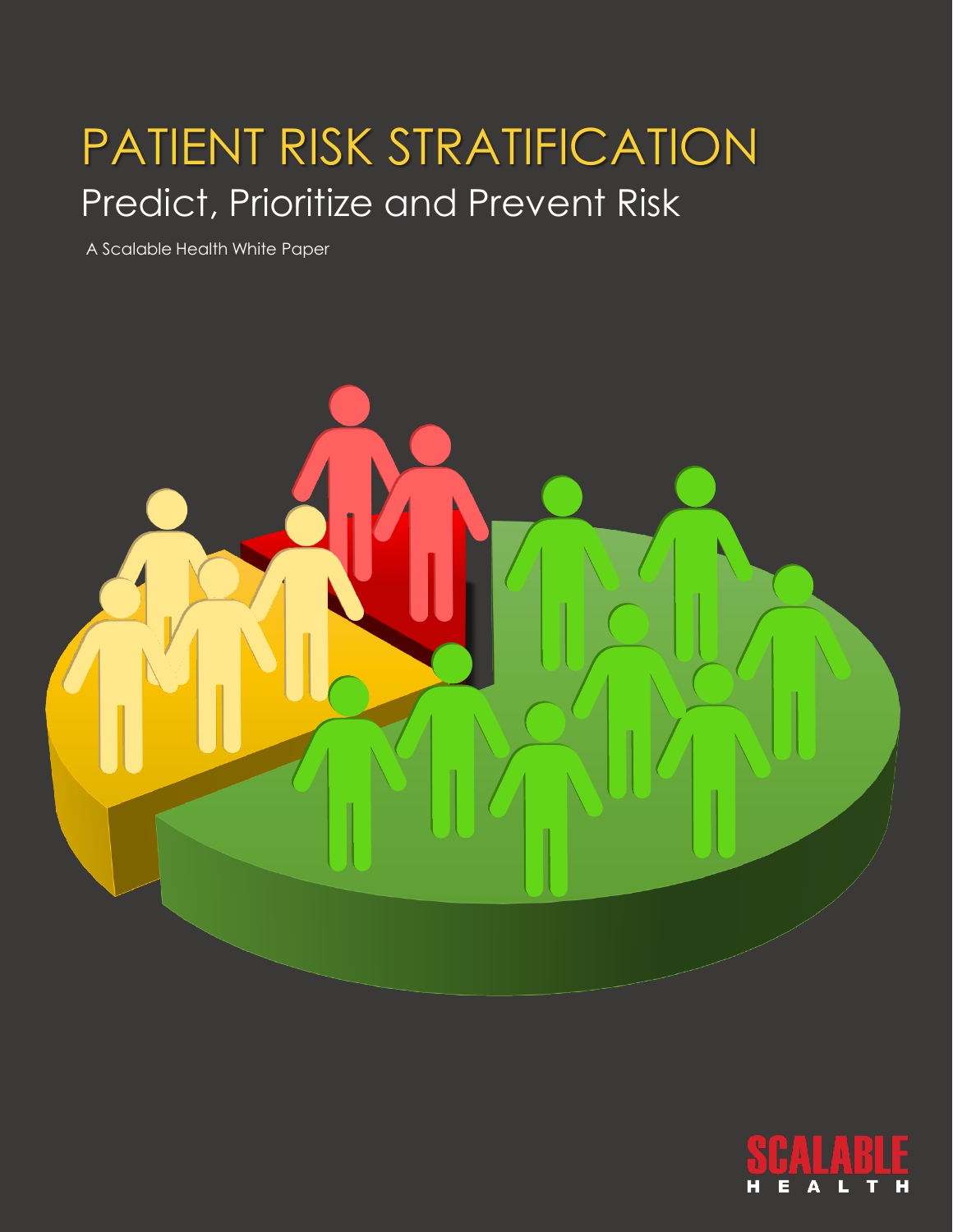# PATIENT RISK STRATIFICATION

## Predict, Prioritize and Prevent Risk

A Scalable Health White Paper

SCALABLE HEALTH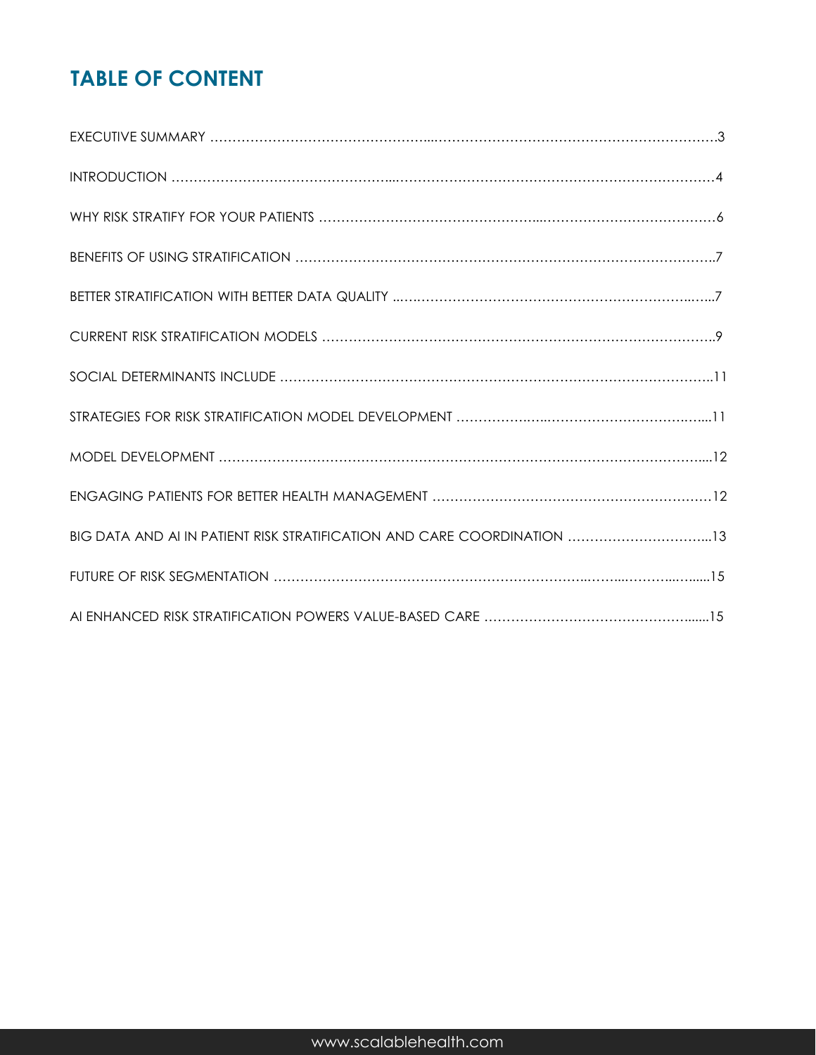## TABLE OF CONTENT

EXECUTIVE SUMMARY ……………………………………………………………………………………………….3

INTRODUCTION ……………………………………………………………………………………………………4

WHY RISK STRATIFY FOR YOUR PATIENTS ………………………………………………………………………6

BENEFITS OF USING STRATIFICATION …………………………………………………………………………..7

BETTER STRATIFICATION WITH BETTER DATA QUALITY ..………………………………………………………..7

CURRENT RISK STRATIFICATION MODELS …………………………………………………………………….9

SOCIAL DETERMINANTS INCLUDE ……………………………………………………………………………..11

STRATEGIES FOR RISK STRATIFICATION MODEL DEVELOPMENT ………………………………………………...11

MODEL DEVELOPMENT ………………………………………………………………………………………....12

ENGAGING PATIENTS FOR BETTER HEALTH MANAGEMENT ………………………………………………………12

BIG DATA AND AI IN PATIENT RISK STRATIFICATION AND CARE COORDINATION …………………………...13

FUTURE OF RISK SEGMENTATION …………………………………………………………………………......15

AI ENHANCED RISK STRATIFICATION POWERS VALUE-BASED CARE ……………………………………….......15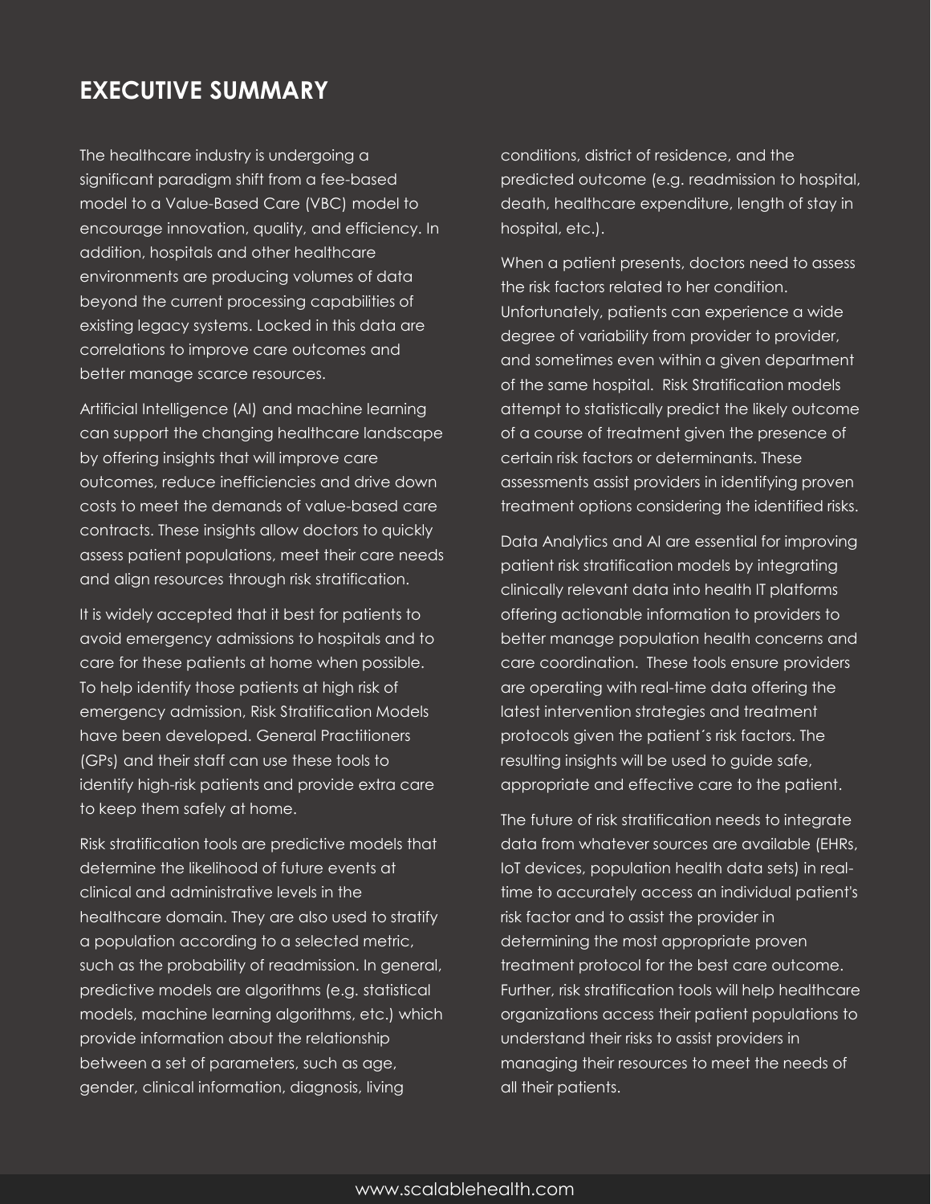## EXECUTIVE SUMMARY

The healthcare industry is undergoing a significant paradigm shift from a fee-based model to a Value-Based Care (VBC) model to encourage innovation, quality, and efficiency. In addition, hospitals and other healthcare environments are producing volumes of data beyond the current processing capabilities of existing legacy systems. Locked in this data are correlations to improve care outcomes and better manage scarce resources.

Artificial Intelligence (AI) and machine learning can support the changing healthcare landscape by offering insights that will improve care outcomes, reduce inefficiencies and drive down costs to meet the demands of value-based care contracts. These insights allow doctors to quickly assess patient populations, meet their care needs and align resources through risk stratification.

It is widely accepted that it best for patients to avoid emergency admissions to hospitals and to care for these patients at home when possible. To help identify those patients at high risk of emergency admission, Risk Stratification Models have been developed. General Practitioners (GPs) and their staff can use these tools to identify high-risk patients and provide extra care to keep them safely at home.

Risk stratification tools are predictive models that determine the likelihood of future events at clinical and administrative levels in the healthcare domain. They are also used to stratify a population according to a selected metric, such as the probability of readmission. In general, predictive models are algorithms (e.g. statistical models, machine learning algorithms, etc.) which provide information about the relationship between a set of parameters, such as age, gender, clinical information, diagnosis, living conditions, district of residence, and the predicted outcome (e.g. readmission to hospital, death, healthcare expenditure, length of stay in hospital, etc.).

When a patient presents, doctors need to assess the risk factors related to her condition. Unfortunately, patients can experience a wide degree of variability from provider to provider, and sometimes even within a given department of the same hospital. Risk Stratification models attempt to statistically predict the likely outcome of a course of treatment given the presence of certain risk factors or determinants. These assessments assist providers in identifying proven treatment options considering the identified risks.

Data Analytics and AI are essential for improving patient risk stratification models by integrating clinically relevant data into health IT platforms offering actionable information to providers to better manage population health concerns and care coordination. These tools ensure providers are operating with real-time data offering the latest intervention strategies and treatment protocols given the patient's risk factors. The resulting insights will be used to guide safe, appropriate and effective care to the patient.

The future of risk stratification needs to integrate data from whatever sources are available (EHRs, IoT devices, population health data sets) in real-time to accurately access an individual patient's risk factor and to assist the provider in determining the most appropriate proven treatment protocol for the best care outcome. Further, risk stratification tools will help healthcare organizations access their patient populations to understand their risks to assist providers in managing their resources to meet the needs of all their patients.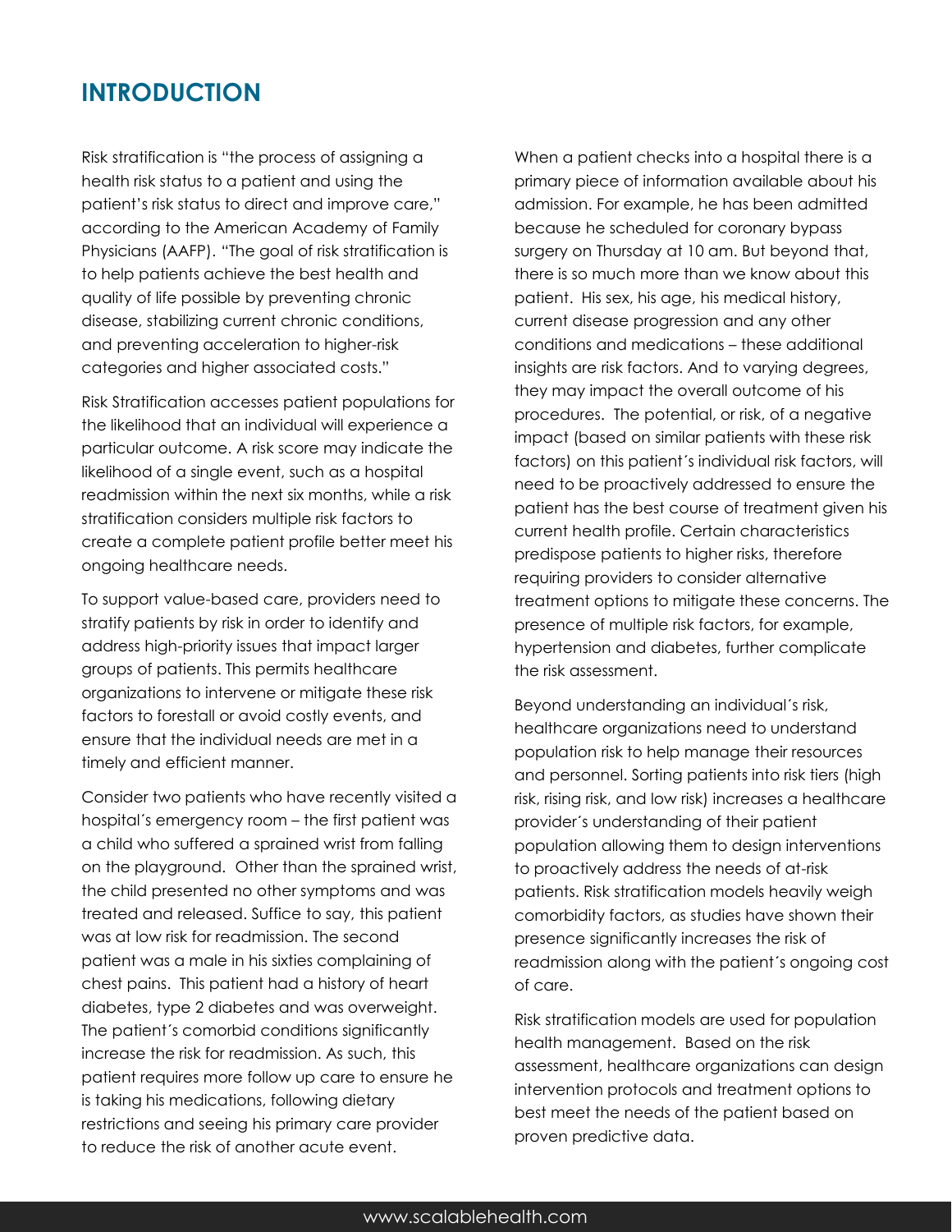## INTRODUCTION

Risk stratification is "the process of assigning a health risk status to a patient and using the patient's risk status to direct and improve care," according to the American Academy of Family Physicians (AAFP). "The goal of risk stratification is to help patients achieve the best health and quality of life possible by preventing chronic disease, stabilizing current chronic conditions, and preventing acceleration to higher-risk categories and higher associated costs."

Risk Stratification accesses patient populations for the likelihood that an individual will experience a particular outcome. A risk score may indicate the likelihood of a single event, such as a hospital readmission within the next six months, while a risk stratification considers multiple risk factors to create a complete patient profile better meet his ongoing healthcare needs.

To support value-based care, providers need to stratify patients by risk in order to identify and address high-priority issues that impact larger groups of patients. This permits healthcare organizations to intervene or mitigate these risk factors to forestall or avoid costly events, and ensure that the individual needs are met in a timely and efficient manner.

Consider two patients who have recently visited a hospital´s emergency room – the first patient was a child who suffered a sprained wrist from falling on the playground. Other than the sprained wrist, the child presented no other symptoms and was treated and released. Suffice to say, this patient was at low risk for readmission. The second patient was a male in his sixties complaining of chest pains. This patient had a history of heart diabetes, type 2 diabetes and was overweight. The patient´s comorbid conditions significantly increase the risk for readmission. As such, this patient requires more follow up care to ensure he is taking his medications, following dietary restrictions and seeing his primary care provider to reduce the risk of another acute event.

When a patient checks into a hospital there is a primary piece of information available about his admission. For example, he has been admitted because he scheduled for coronary bypass surgery on Thursday at 10 am. But beyond that, there is so much more than we know about this patient. His sex, his age, his medical history, current disease progression and any other conditions and medications – these additional insights are risk factors. And to varying degrees, they may impact the overall outcome of his procedures. The potential, or risk, of a negative impact (based on similar patients with these risk factors) on this patient´s individual risk factors, will need to be proactively addressed to ensure the patient has the best course of treatment given his current health profile. Certain characteristics predispose patients to higher risks, therefore requiring providers to consider alternative treatment options to mitigate these concerns. The presence of multiple risk factors, for example, hypertension and diabetes, further complicate the risk assessment.

Beyond understanding an individual´s risk, healthcare organizations need to understand population risk to help manage their resources and personnel. Sorting patients into risk tiers (high risk, rising risk, and low risk) increases a healthcare provider´s understanding of their patient population allowing them to design interventions to proactively address the needs of at-risk patients. Risk stratification models heavily weigh comorbidity factors, as studies have shown their presence significantly increases the risk of readmission along with the patient´s ongoing cost of care.

Risk stratification models are used for population health management. Based on the risk assessment, healthcare organizations can design intervention protocols and treatment options to best meet the needs of the patient based on proven predictive data.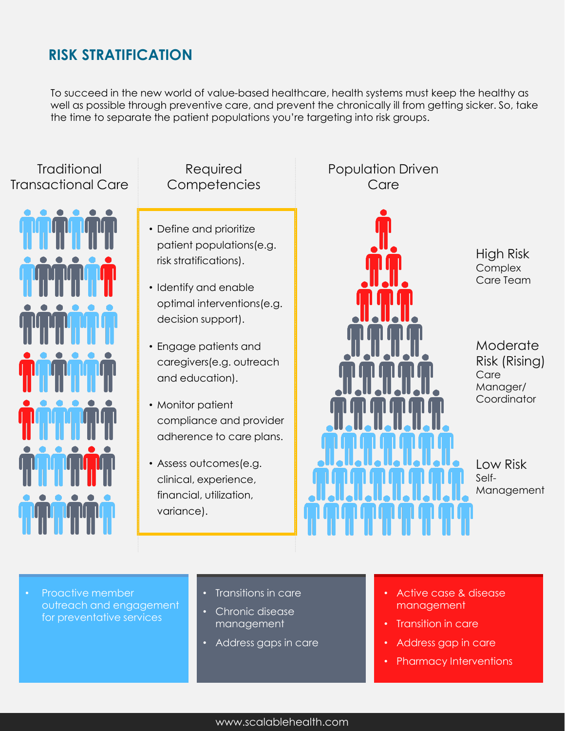## RISK STRATIFICATION

To succeed in the new world of value-based healthcare, health systems must keep the healthy as well as possible through preventive care, and prevent the chronically ill from getting sicker. So, take the time to separate the patient populations you're targeting into risk groups.

### Traditional Transactional Care

### Required Competencies

- Define and prioritize patient populations(e.g. risk stratifications).
- Identify and enable optimal interventions(e.g. decision support).
- Engage patients and caregivers(e.g. outreach and education).
- Monitor patient compliance and provider adherence to care plans.
- Assess outcomes(e.g. clinical, experience, financial, utilization, variance).

### Population Driven Care

**High Risk**
Complex Care Team

**Moderate Risk (Rising)**
Care Manager/ Coordinator

**Low Risk**
Self-Management

- Proactive member outreach and engagement for preventative services

- Transitions in care
- Chronic disease management
- Address gaps in care

- Active case & disease management
- Transition in care
- Address gap in care
- Pharmacy Interventions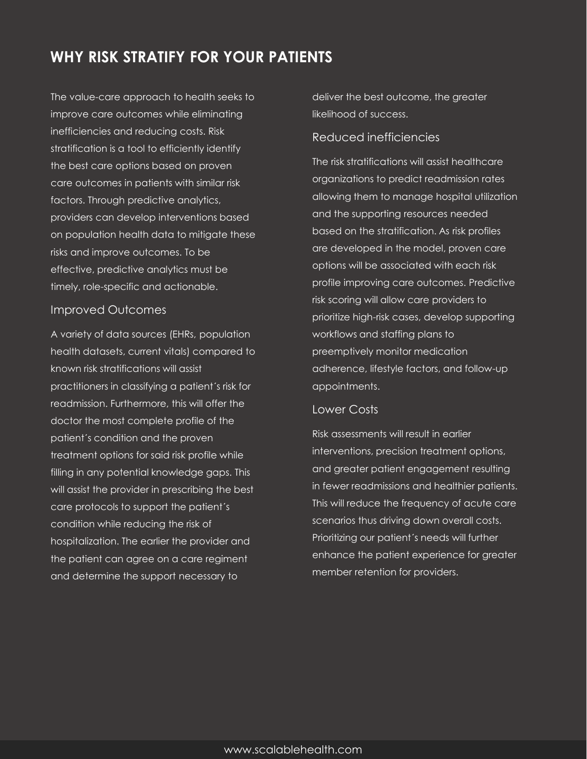## WHY RISK STRATIFY FOR YOUR PATIENTS

The value-care approach to health seeks to improve care outcomes while eliminating inefficiencies and reducing costs. Risk stratification is a tool to efficiently identify the best care options based on proven care outcomes in patients with similar risk factors. Through predictive analytics, providers can develop interventions based on population health data to mitigate these risks and improve outcomes. To be effective, predictive analytics must be timely, role-specific and actionable.

### Improved Outcomes

A variety of data sources (EHRs, population health datasets, current vitals) compared to known risk stratifications will assist practitioners in classifying a patient´s risk for readmission. Furthermore, this will offer the doctor the most complete profile of the patient´s condition and the proven treatment options for said risk profile while filling in any potential knowledge gaps. This will assist the provider in prescribing the best care protocols to support the patient´s condition while reducing the risk of hospitalization. The earlier the provider and the patient can agree on a care regiment and determine the support necessary to deliver the best outcome, the greater likelihood of success.

### Reduced inefficiencies

The risk stratifications will assist healthcare organizations to predict readmission rates allowing them to manage hospital utilization and the supporting resources needed based on the stratification. As risk profiles are developed in the model, proven care options will be associated with each risk profile improving care outcomes. Predictive risk scoring will allow care providers to prioritize high-risk cases, develop supporting workflows and staffing plans to preemptively monitor medication adherence, lifestyle factors, and follow-up appointments.

### Lower Costs

Risk assessments will result in earlier interventions, precision treatment options, and greater patient engagement resulting in fewer readmissions and healthier patients. This will reduce the frequency of acute care scenarios thus driving down overall costs. Prioritizing our patient´s needs will further enhance the patient experience for greater member retention for providers.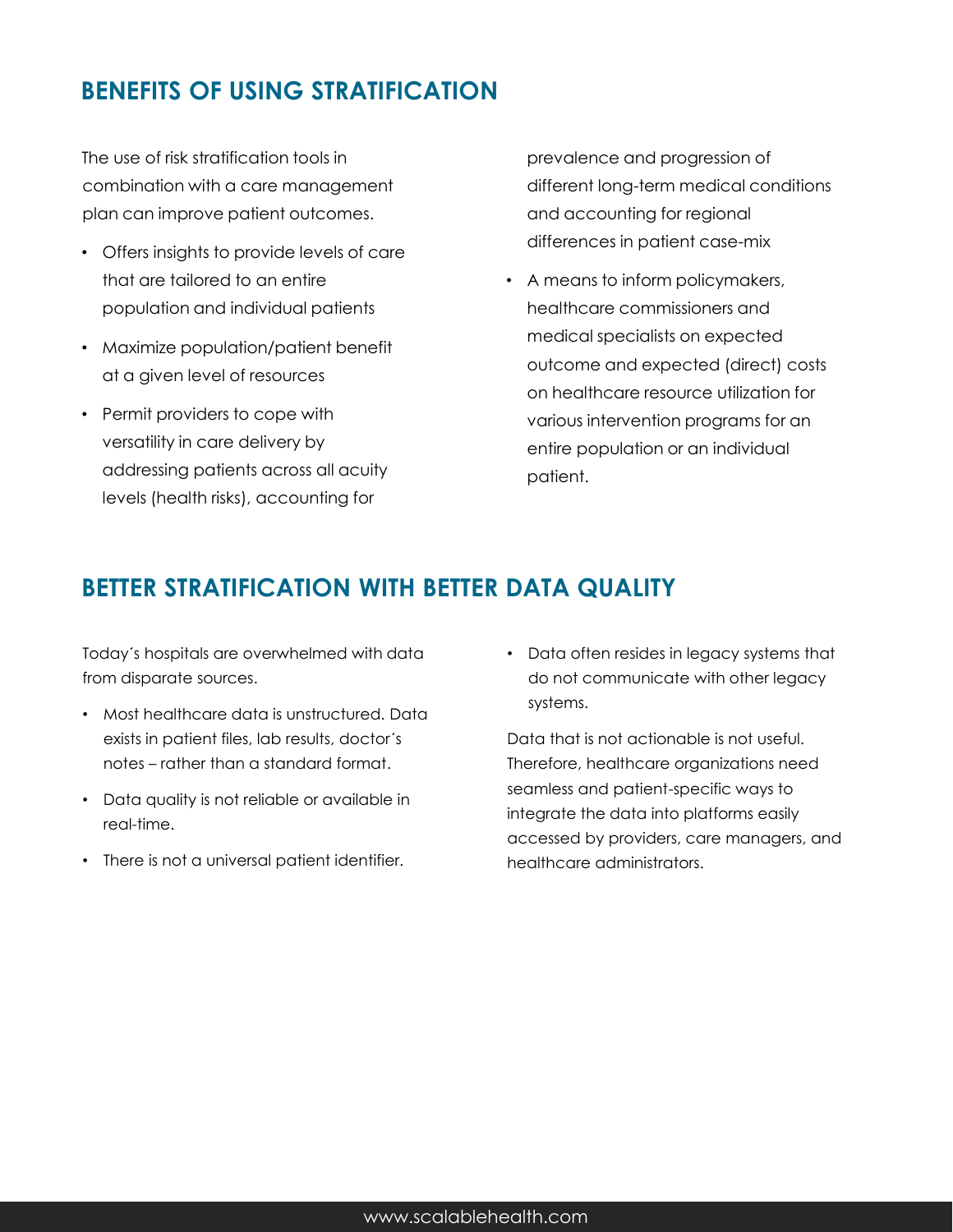## BENEFITS OF USING STRATIFICATION

The use of risk stratification tools in combination with a care management plan can improve patient outcomes.

- Offers insights to provide levels of care that are tailored to an entire population and individual patients
- Maximize population/patient benefit at a given level of resources
- Permit providers to cope with versatility in care delivery by addressing patients across all acuity levels (health risks), accounting for prevalence and progression of different long-term medical conditions and accounting for regional differences in patient case-mix
- A means to inform policymakers, healthcare commissioners and medical specialists on expected outcome and expected (direct) costs on healthcare resource utilization for various intervention programs for an entire population or an individual patient.

## BETTER STRATIFICATION WITH BETTER DATA QUALITY

Today´s hospitals are overwhelmed with data from disparate sources.

- Most healthcare data is unstructured. Data exists in patient files, lab results, doctor´s notes – rather than a standard format.
- Data quality is not reliable or available in real-time.
- There is not a universal patient identifier.
- Data often resides in legacy systems that do not communicate with other legacy systems.

Data that is not actionable is not useful. Therefore, healthcare organizations need seamless and patient-specific ways to integrate the data into platforms easily accessed by providers, care managers, and healthcare administrators.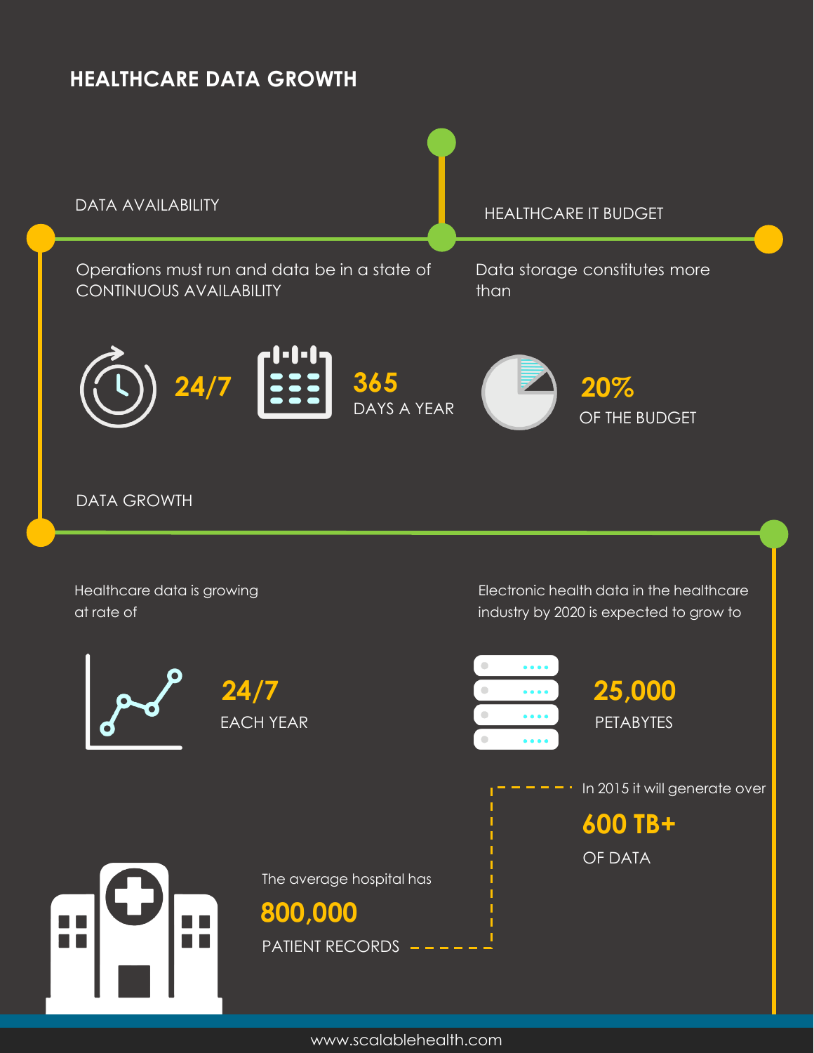# HEALTHCARE DATA GROWTH

## DATA AVAILABILITY

Operations must run and data be in a state of CONTINUOUS AVAILABILITY

**24/7**

**365** DAYS A YEAR

## HEALTHCARE IT BUDGET

Data storage constitutes more than

**20%** OF THE BUDGET

## DATA GROWTH

Healthcare data is growing at rate of

**24/7** EACH YEAR

Electronic health data in the healthcare industry by 2020 is expected to grow to

**25,000** PETABYTES

In 2015 it will generate over

**600 TB+** OF DATA

The average hospital has

**800,000** PATIENT RECORDS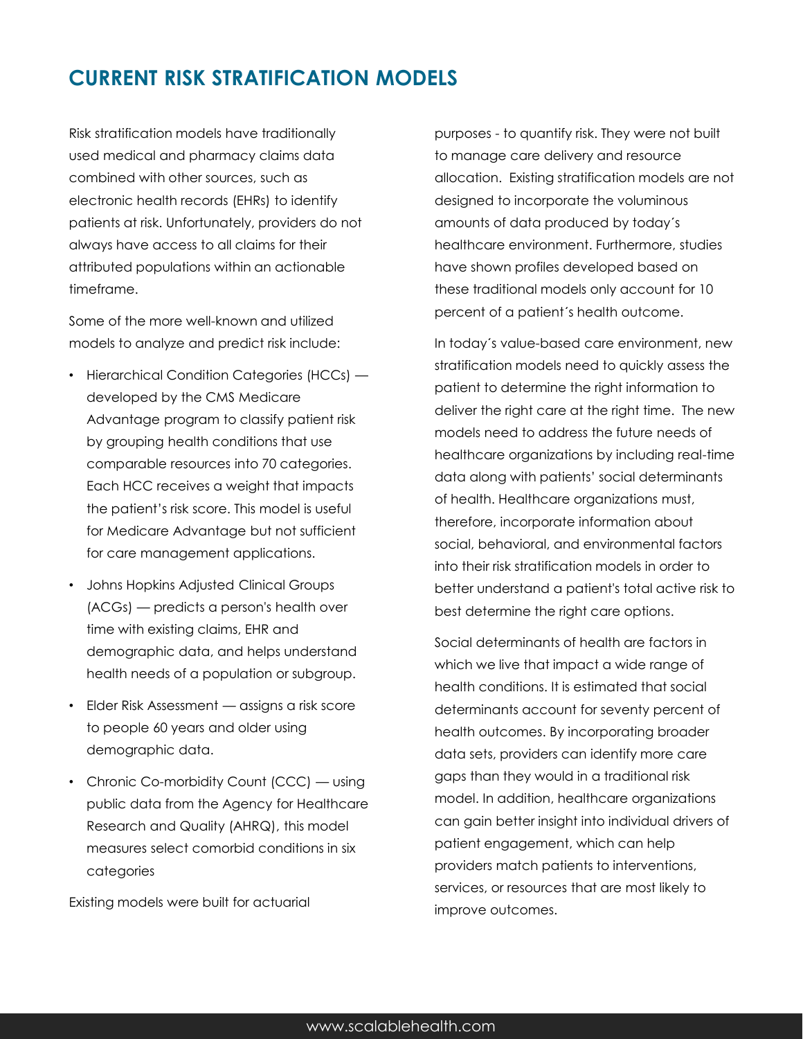# CURRENT RISK STRATIFICATION MODELS

Risk stratification models have traditionally used medical and pharmacy claims data combined with other sources, such as electronic health records (EHRs) to identify patients at risk. Unfortunately, providers do not always have access to all claims for their attributed populations within an actionable timeframe.

Some of the more well-known and utilized models to analyze and predict risk include:

- Hierarchical Condition Categories (HCCs) — developed by the CMS Medicare Advantage program to classify patient risk by grouping health conditions that use comparable resources into 70 categories. Each HCC receives a weight that impacts the patient's risk score. This model is useful for Medicare Advantage but not sufficient for care management applications.
- Johns Hopkins Adjusted Clinical Groups (ACGs) — predicts a person's health over time with existing claims, EHR and demographic data, and helps understand health needs of a population or subgroup.
- Elder Risk Assessment — assigns a risk score to people 60 years and older using demographic data.
- Chronic Co-morbidity Count (CCC) — using public data from the Agency for Healthcare Research and Quality (AHRQ), this model measures select comorbid conditions in six categories

Existing models were built for actuarial purposes - to quantify risk. They were not built to manage care delivery and resource allocation. Existing stratification models are not designed to incorporate the voluminous amounts of data produced by today´s healthcare environment. Furthermore, studies have shown profiles developed based on these traditional models only account for 10 percent of a patient´s health outcome.

In today´s value-based care environment, new stratification models need to quickly assess the patient to determine the right information to deliver the right care at the right time. The new models need to address the future needs of healthcare organizations by including real-time data along with patients' social determinants of health. Healthcare organizations must, therefore, incorporate information about social, behavioral, and environmental factors into their risk stratification models in order to better understand a patient's total active risk to best determine the right care options.

Social determinants of health are factors in which we live that impact a wide range of health conditions. It is estimated that social determinants account for seventy percent of health outcomes. By incorporating broader data sets, providers can identify more care gaps than they would in a traditional risk model. In addition, healthcare organizations can gain better insight into individual drivers of patient engagement, which can help providers match patients to interventions, services, or resources that are most likely to improve outcomes.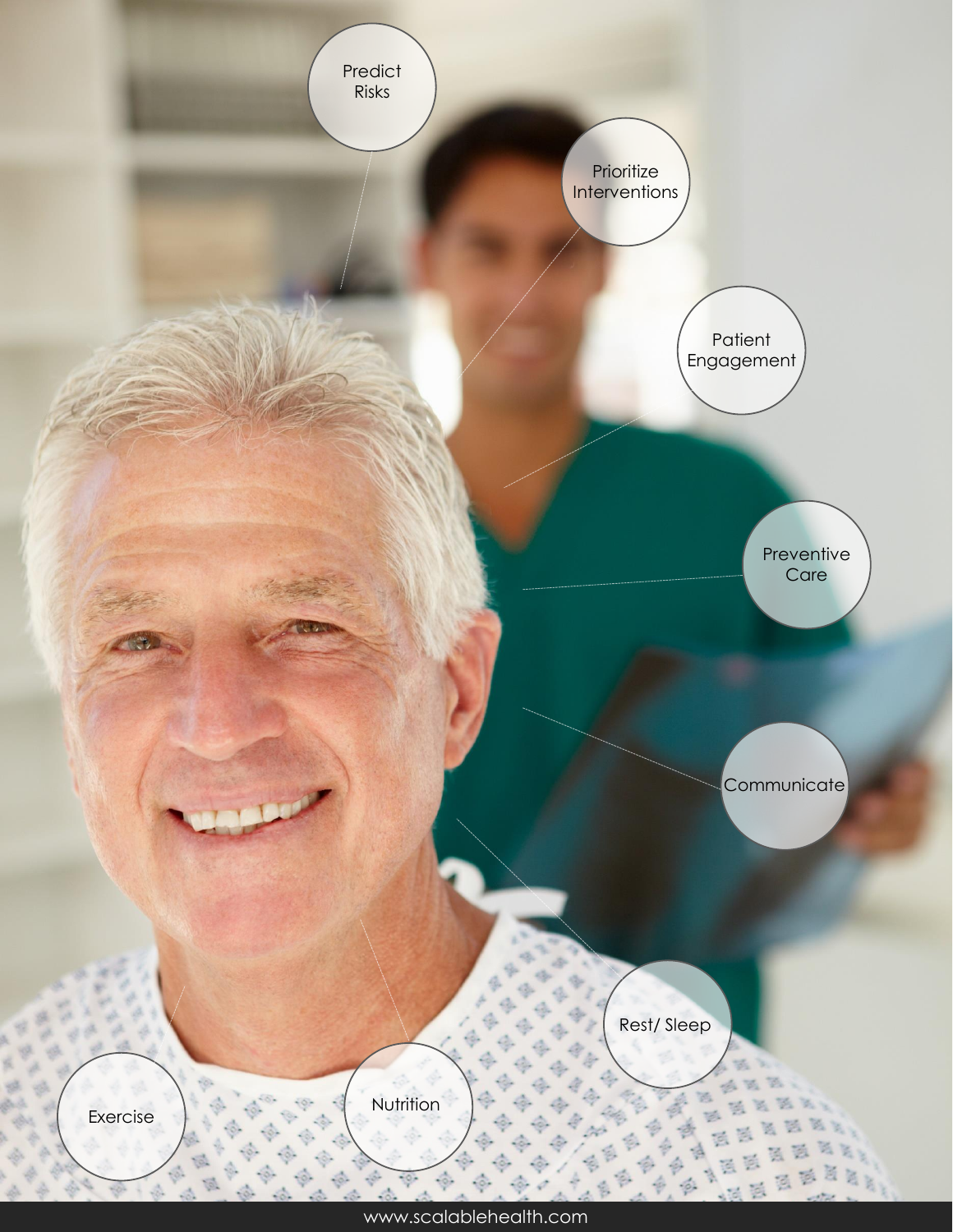Predict Risks

Prioritize Interventions

Patient Engagement

Preventive Care

Communicate

Rest/ Sleep

Nutrition

Exercise

www.scalablehealth.com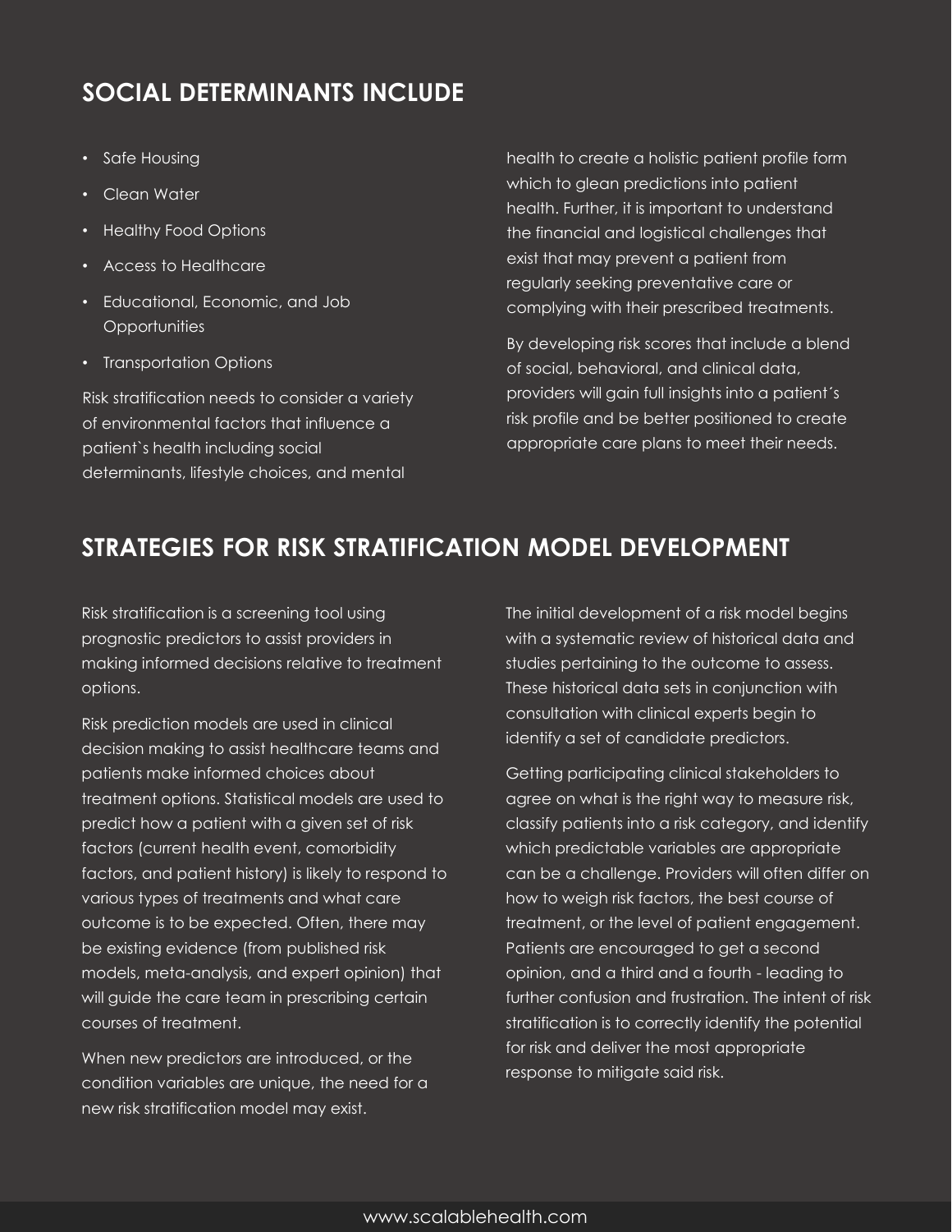## SOCIAL DETERMINANTS INCLUDE

- Safe Housing
- Clean Water
- Healthy Food Options
- Access to Healthcare
- Educational, Economic, and Job Opportunities
- Transportation Options

Risk stratification needs to consider a variety of environmental factors that influence a patient`s health including social determinants, lifestyle choices, and mental health to create a holistic patient profile form which to glean predictions into patient health. Further, it is important to understand the financial and logistical challenges that exist that may prevent a patient from regularly seeking preventative care or complying with their prescribed treatments.

By developing risk scores that include a blend of social, behavioral, and clinical data, providers will gain full insights into a patient´s risk profile and be better positioned to create appropriate care plans to meet their needs.

## STRATEGIES FOR RISK STRATIFICATION MODEL DEVELOPMENT

Risk stratification is a screening tool using prognostic predictors to assist providers in making informed decisions relative to treatment options.

Risk prediction models are used in clinical decision making to assist healthcare teams and patients make informed choices about treatment options. Statistical models are used to predict how a patient with a given set of risk factors (current health event, comorbidity factors, and patient history) is likely to respond to various types of treatments and what care outcome is to be expected. Often, there may be existing evidence (from published risk models, meta-analysis, and expert opinion) that will guide the care team in prescribing certain courses of treatment.

When new predictors are introduced, or the condition variables are unique, the need for a new risk stratification model may exist.

The initial development of a risk model begins with a systematic review of historical data and studies pertaining to the outcome to assess. These historical data sets in conjunction with consultation with clinical experts begin to identify a set of candidate predictors.

Getting participating clinical stakeholders to agree on what is the right way to measure risk, classify patients into a risk category, and identify which predictable variables are appropriate can be a challenge. Providers will often differ on how to weigh risk factors, the best course of treatment, or the level of patient engagement. Patients are encouraged to get a second opinion, and a third and a fourth - leading to further confusion and frustration. The intent of risk stratification is to correctly identify the potential for risk and deliver the most appropriate response to mitigate said risk.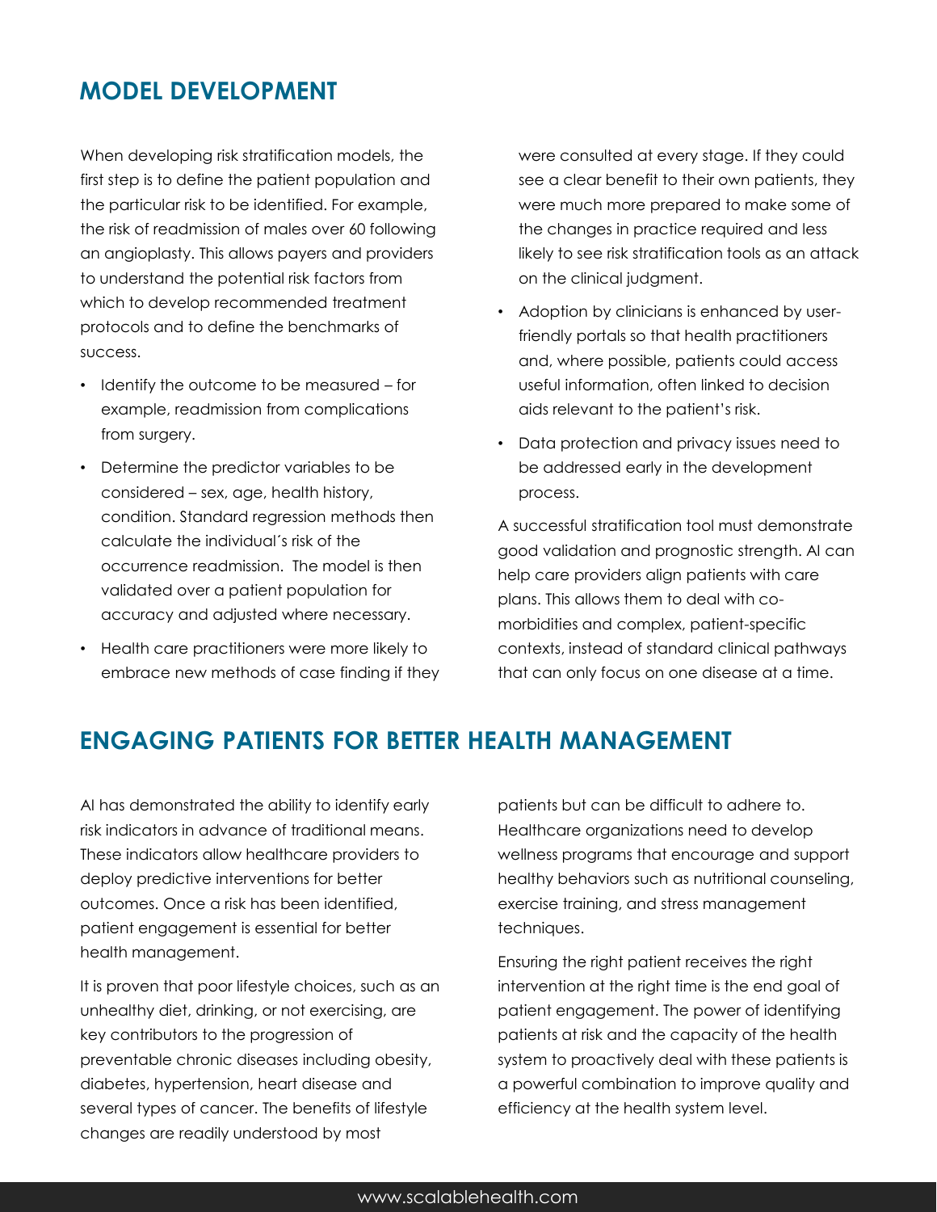## MODEL DEVELOPMENT

When developing risk stratification models, the first step is to define the patient population and the particular risk to be identified. For example, the risk of readmission of males over 60 following an angioplasty. This allows payers and providers to understand the potential risk factors from which to develop recommended treatment protocols and to define the benchmarks of success.

- Identify the outcome to be measured – for example, readmission from complications from surgery.
- Determine the predictor variables to be considered – sex, age, health history, condition. Standard regression methods then calculate the individual´s risk of the occurrence readmission.  The model is then validated over a patient population for accuracy and adjusted where necessary.
- Health care practitioners were more likely to embrace new methods of case finding if they were consulted at every stage. If they could see a clear benefit to their own patients, they were much more prepared to make some of the changes in practice required and less likely to see risk stratification tools as an attack on the clinical judgment.
- Adoption by clinicians is enhanced by user-friendly portals so that health practitioners and, where possible, patients could access useful information, often linked to decision aids relevant to the patient's risk.
- Data protection and privacy issues need to be addressed early in the development process.

A successful stratification tool must demonstrate good validation and prognostic strength. AI can help care providers align patients with care plans. This allows them to deal with co-morbidities and complex, patient-specific contexts, instead of standard clinical pathways that can only focus on one disease at a time.

## ENGAGING PATIENTS FOR BETTER HEALTH MANAGEMENT

AI has demonstrated the ability to identify early risk indicators in advance of traditional means. These indicators allow healthcare providers to deploy predictive interventions for better outcomes. Once a risk has been identified, patient engagement is essential for better health management.

It is proven that poor lifestyle choices, such as an unhealthy diet, drinking, or not exercising, are key contributors to the progression of preventable chronic diseases including obesity, diabetes, hypertension, heart disease and several types of cancer. The benefits of lifestyle changes are readily understood by most patients but can be difficult to adhere to. Healthcare organizations need to develop wellness programs that encourage and support healthy behaviors such as nutritional counseling, exercise training, and stress management techniques.

Ensuring the right patient receives the right intervention at the right time is the end goal of patient engagement. The power of identifying patients at risk and the capacity of the health system to proactively deal with these patients is a powerful combination to improve quality and efficiency at the health system level.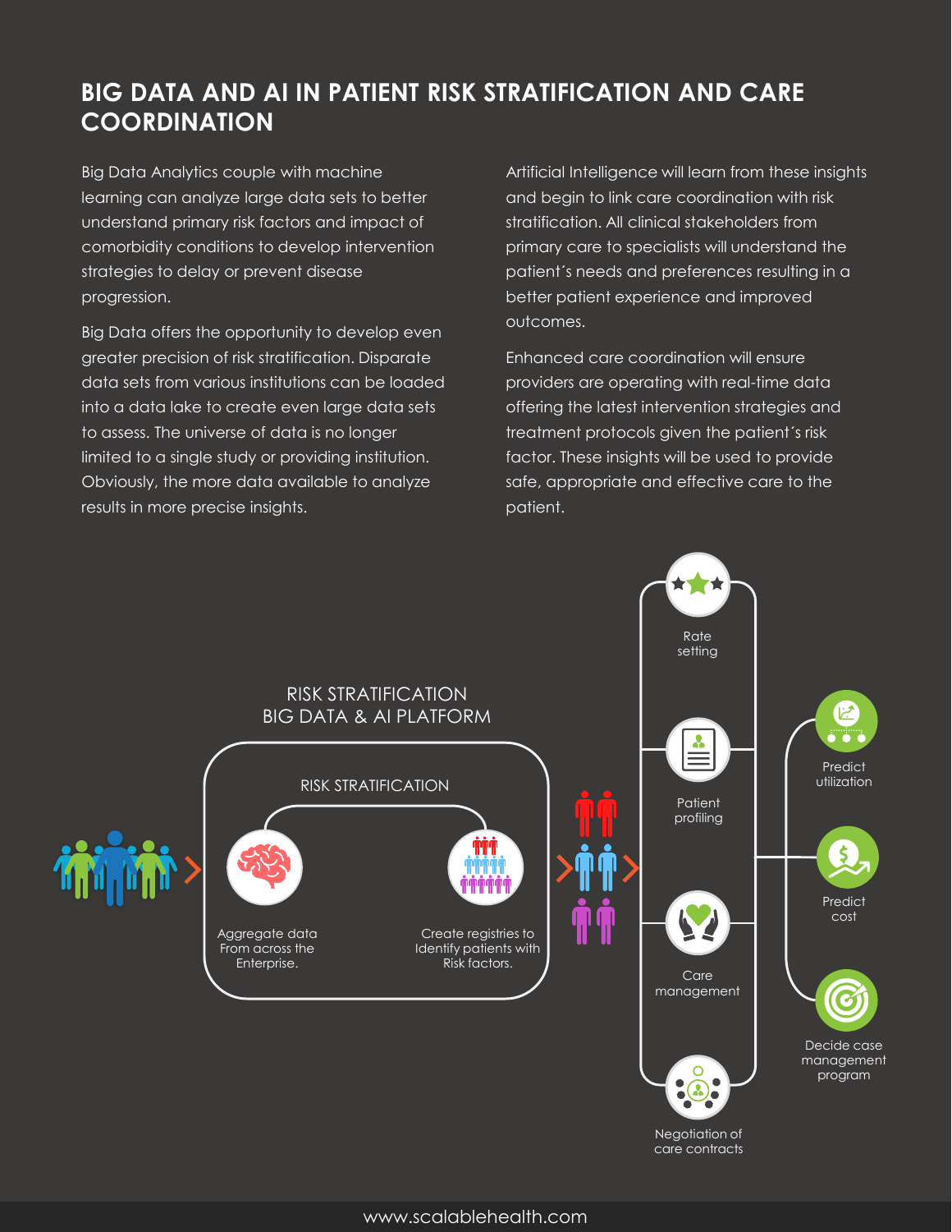# BIG DATA AND AI IN PATIENT RISK STRATIFICATION AND CARE COORDINATION

Big Data Analytics couple with machine learning can analyze large data sets to better understand primary risk factors and impact of comorbidity conditions to develop intervention strategies to delay or prevent disease progression.

Big Data offers the opportunity to develop even greater precision of risk stratification. Disparate data sets from various institutions can be loaded into a data lake to create even large data sets to assess. The universe of data is no longer limited to a single study or providing institution. Obviously, the more data available to analyze results in more precise insights.

Artificial Intelligence will learn from these insights and begin to link care coordination with risk stratification. All clinical stakeholders from primary care to specialists will understand the patient´s needs and preferences resulting in a better patient experience and improved outcomes.

Enhanced care coordination will ensure providers are operating with real-time data offering the latest intervention strategies and treatment protocols given the patient´s risk factor. These insights will be used to provide safe, appropriate and effective care to the patient.

RISK STRATIFICATION BIG DATA & AI PLATFORM

RISK STRATIFICATION

Aggregate data From across the Enterprise.

Create registries to Identify patients with Risk factors.

Rate setting

Patient profiling

Care management

Negotiation of care contracts

Predict utilization

Predict cost

Decide case management program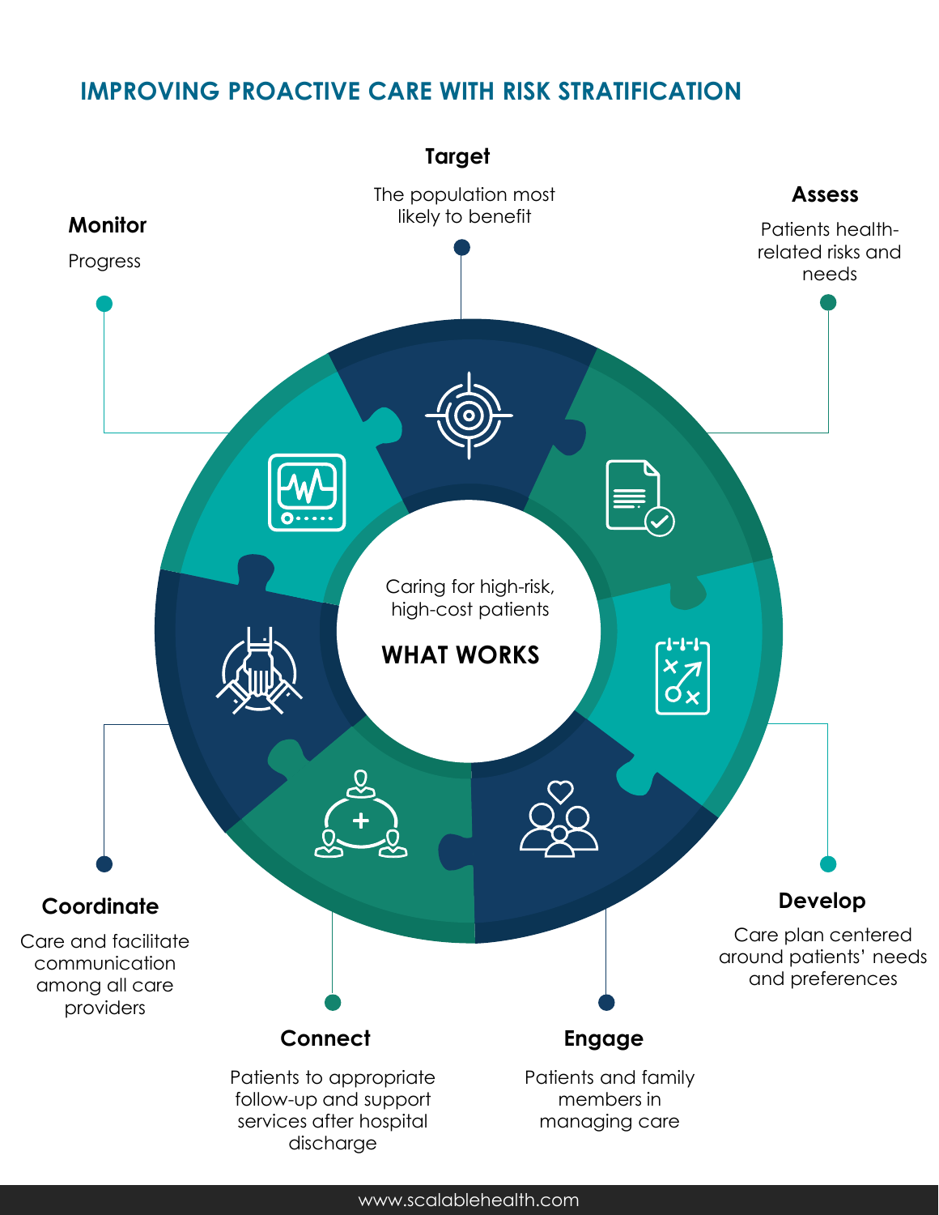## IMPROVING PROACTIVE CARE WITH RISK STRATIFICATION

**Caring for high-risk, high-cost patients**

**WHAT WORKS**

**Target**
The population most likely to benefit

**Assess**
Patients health-related risks and needs

**Develop**
Care plan centered around patients' needs and preferences

**Engage**
Patients and family members in managing care

**Connect**
Patients to appropriate follow-up and support services after hospital discharge

**Coordinate**
Care and facilitate communication among all care providers

**Monitor**
Progress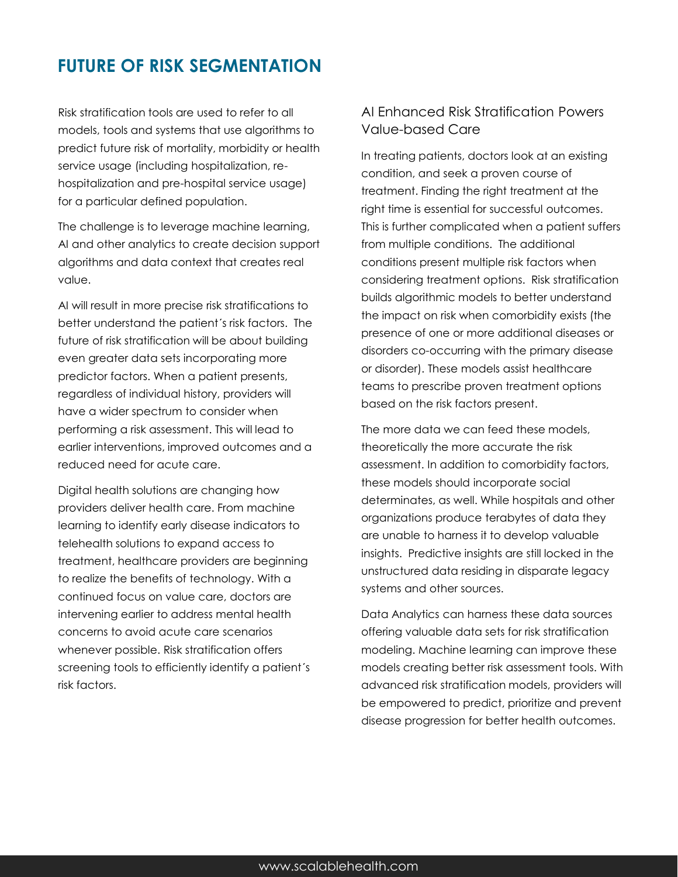# FUTURE OF RISK SEGMENTATION

Risk stratification tools are used to refer to all models, tools and systems that use algorithms to predict future risk of mortality, morbidity or health service usage (including hospitalization, re-hospitalization and pre-hospital service usage) for a particular defined population.

The challenge is to leverage machine learning, AI and other analytics to create decision support algorithms and data context that creates real value.

AI will result in more precise risk stratifications to better understand the patient´s risk factors. The future of risk stratification will be about building even greater data sets incorporating more predictor factors. When a patient presents, regardless of individual history, providers will have a wider spectrum to consider when performing a risk assessment. This will lead to earlier interventions, improved outcomes and a reduced need for acute care.

Digital health solutions are changing how providers deliver health care. From machine learning to identify early disease indicators to telehealth solutions to expand access to treatment, healthcare providers are beginning to realize the benefits of technology. With a continued focus on value care, doctors are intervening earlier to address mental health concerns to avoid acute care scenarios whenever possible. Risk stratification offers screening tools to efficiently identify a patient´s risk factors.

## AI Enhanced Risk Stratification Powers Value-based Care

In treating patients, doctors look at an existing condition, and seek a proven course of treatment. Finding the right treatment at the right time is essential for successful outcomes. This is further complicated when a patient suffers from multiple conditions. The additional conditions present multiple risk factors when considering treatment options. Risk stratification builds algorithmic models to better understand the impact on risk when comorbidity exists (the presence of one or more additional diseases or disorders co-occurring with the primary disease or disorder). These models assist healthcare teams to prescribe proven treatment options based on the risk factors present.

The more data we can feed these models, theoretically the more accurate the risk assessment. In addition to comorbidity factors, these models should incorporate social determinates, as well. While hospitals and other organizations produce terabytes of data they are unable to harness it to develop valuable insights. Predictive insights are still locked in the unstructured data residing in disparate legacy systems and other sources.

Data Analytics can harness these data sources offering valuable data sets for risk stratification modeling. Machine learning can improve these models creating better risk assessment tools. With advanced risk stratification models, providers will be empowered to predict, prioritize and prevent disease progression for better health outcomes.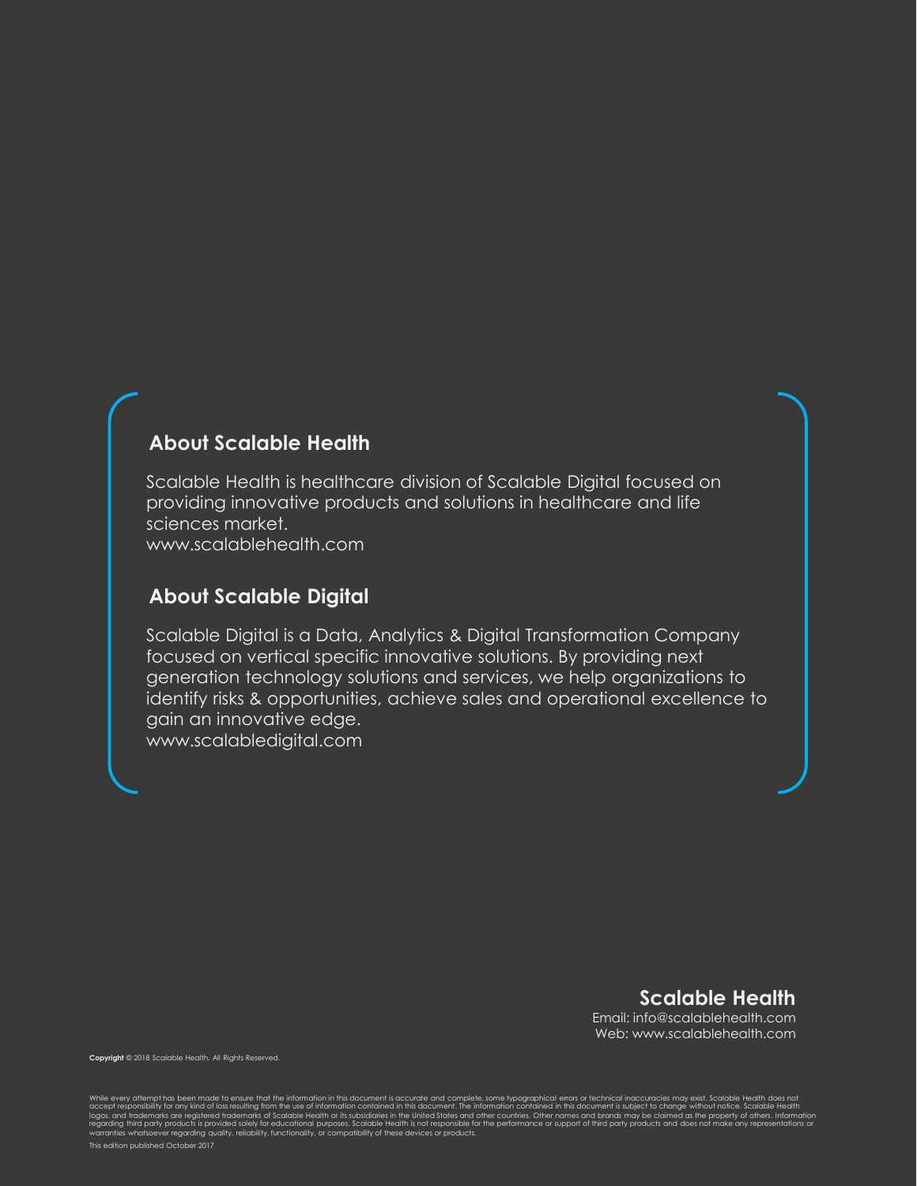## About Scalable Health

Scalable Health is healthcare division of Scalable Digital focused on providing innovative products and solutions in healthcare and life sciences market.
www.scalablehealth.com

## About Scalable Digital

Scalable Digital is a Data, Analytics & Digital Transformation Company focused on vertical specific innovative solutions. By providing next generation technology solutions and services, we help organizations to identify risks & opportunities, achieve sales and operational excellence to gain an innovative edge.
www.scalabledigital.com

**Scalable Health**
Email: info@scalablehealth.com
Web: www.scalablehealth.com

**Copyright** © 2018 Scalable Health. All Rights Reserved.

While every attempt has been made to ensure that the information in this document is accurate and complete, some typographical errors or technical inaccuracies may exist. Scalable Health does not accept responsibility for any kind of loss resulting from the use of information contained in this document. The information contained in this document is subject to change without notice. Scalable Health logos, and trademarks are registered trademarks of Scalable Health or its subsidiaries in the United States and other countries. Other names and brands may be claimed as the property of others. Information regarding third party products is provided solely for educational purposes. Scalable Health is not responsible for the performance or support of third party products and does not make any representations or warranties whatsoever regarding quality, reliability, functionality, or compatibility of these devices or products.

This edition published October 2017